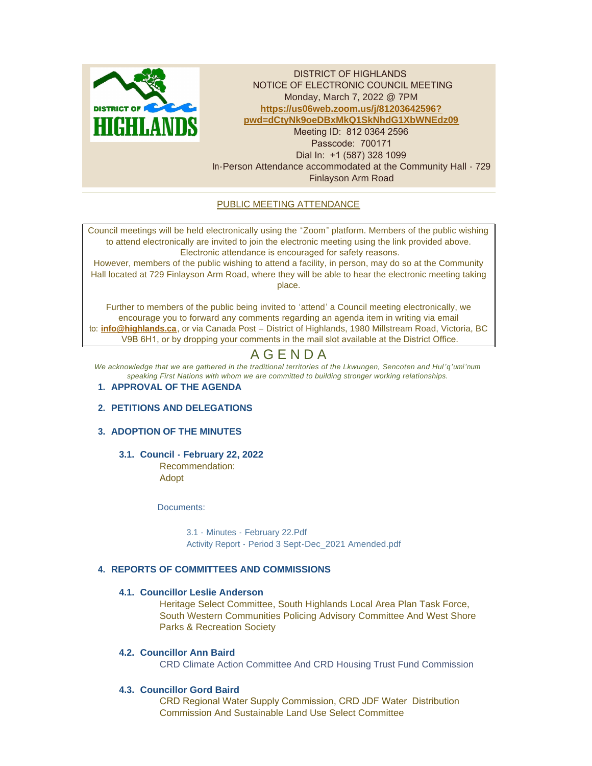DISTRICT OF HIGHLANDS
NOTICE OF ELECTRONIC COUNCIL MEETING
Monday, March 7, 2022 @ 7PM
**https://us06web.zoom.us/j/81203642596?pwd=dCtyNk9oeDBxMkQ1SkNhdG1XbWNEdz09**
Meeting ID: 812 0364 2596
Passcode: 700171
Dial In: +1 (587) 328 1099
In-Person Attendance accommodated at the Community Hall - 729 Finlayson Arm Road

PUBLIC MEETING ATTENDANCE

Council meetings will be held electronically using the "Zoom" platform. Members of the public wishing to attend electronically are invited to join the electronic meeting using the link provided above. Electronic attendance is encouraged for safety reasons.
However, members of the public wishing to attend a facility, in person, may do so at the Community Hall located at 729 Finlayson Arm Road, where they will be able to hear the electronic meeting taking place.

Further to members of the public being invited to 'attend' a Council meeting electronically, we encourage you to forward any comments regarding an agenda item in writing via email to: **info@highlands.ca**, or via Canada Post – District of Highlands, 1980 Millstream Road, Victoria, BC V9B 6H1, or by dropping your comments in the mail slot available at the District Office.

# AGENDA

*We acknowledge that we are gathered in the traditional territories of the Lkwungen, Sencoten and Hul'q'umi'num speaking First Nations with whom we are committed to building stronger working relationships.*

## 1. APPROVAL OF THE AGENDA

## 2. PETITIONS AND DELEGATIONS

## 3. ADOPTION OF THE MINUTES

### 3.1. Council - February 22, 2022

Recommendation:
Adopt

Documents:

3.1 - Minutes - February 22.Pdf
Activity Report - Period 3 Sept-Dec_2021 Amended.pdf

## 4. REPORTS OF COMMITTEES AND COMMISSIONS

### 4.1. Councillor Leslie Anderson

Heritage Select Committee, South Highlands Local Area Plan Task Force, South Western Communities Policing Advisory Committee And West Shore Parks & Recreation Society

### 4.2. Councillor Ann Baird

CRD Climate Action Committee And CRD Housing Trust Fund Commission

### 4.3. Councillor Gord Baird

CRD Regional Water Supply Commission, CRD JDF Water Distribution Commission And Sustainable Land Use Select Committee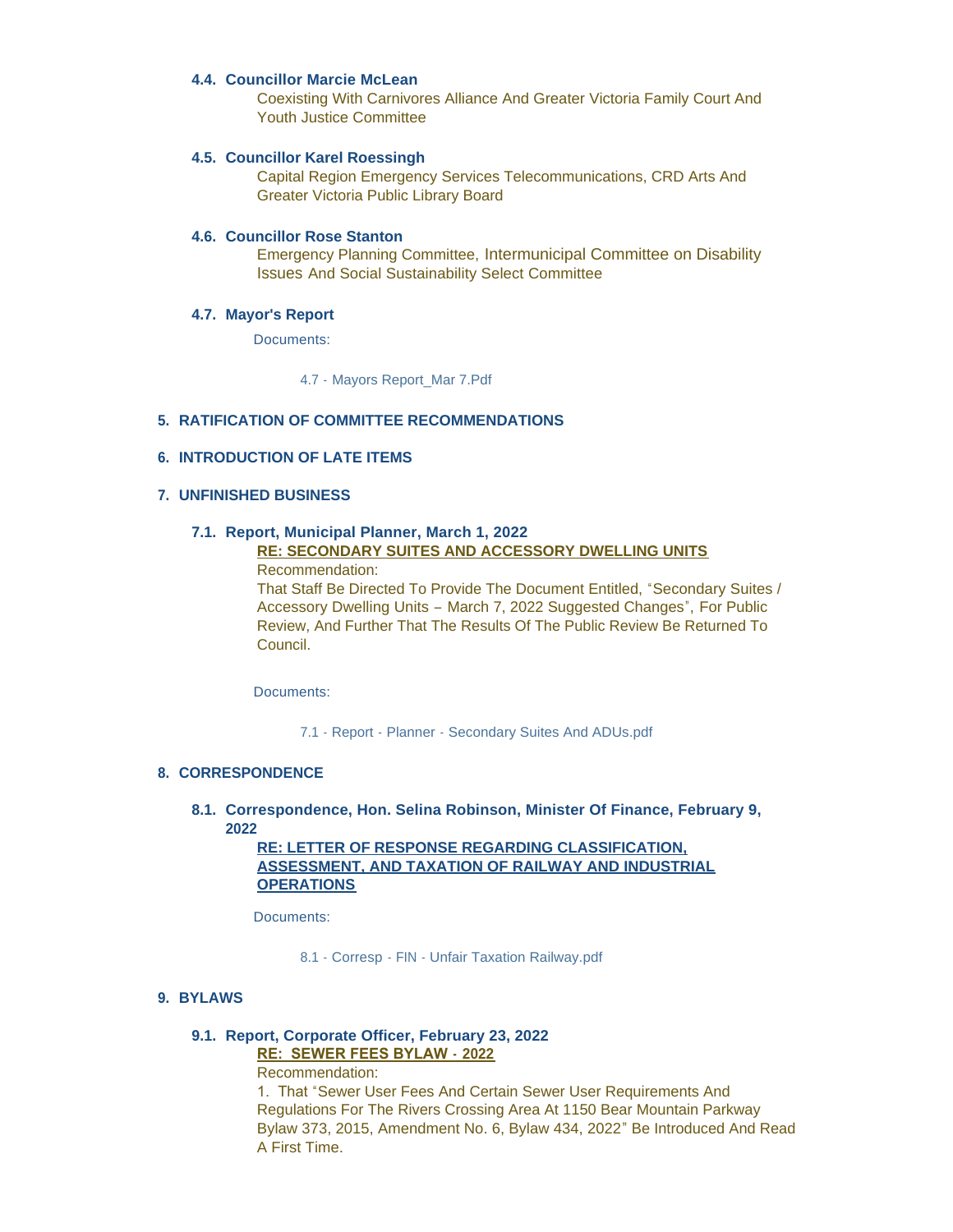### 4.4. Councillor Marcie McLean

Coexisting With Carnivores Alliance And Greater Victoria Family Court And Youth Justice Committee

### 4.5. Councillor Karel Roessingh

Capital Region Emergency Services Telecommunications, CRD Arts And Greater Victoria Public Library Board

### 4.6. Councillor Rose Stanton

Emergency Planning Committee, Intermunicipal Committee on Disability Issues And Social Sustainability Select Committee

### 4.7. Mayor's Report

Documents:

4.7 - Mayors Report_Mar 7.Pdf

## 5. RATIFICATION OF COMMITTEE RECOMMENDATIONS

## 6. INTRODUCTION OF LATE ITEMS

## 7. UNFINISHED BUSINESS

### 7.1. Report, Municipal Planner, March 1, 2022

**RE: SECONDARY SUITES AND ACCESSORY DWELLING UNITS**

Recommendation:

That Staff Be Directed To Provide The Document Entitled, "Secondary Suites / Accessory Dwelling Units – March 7, 2022 Suggested Changes", For Public Review, And Further That The Results Of The Public Review Be Returned To Council.

Documents:

7.1 - Report - Planner - Secondary Suites And ADUs.pdf

## 8. CORRESPONDENCE

### 8.1. Correspondence, Hon. Selina Robinson, Minister Of Finance, February 9, 2022

**RE: LETTER OF RESPONSE REGARDING CLASSIFICATION, ASSESSMENT, AND TAXATION OF RAILWAY AND INDUSTRIAL OPERATIONS**

Documents:

8.1 - Corresp - FIN - Unfair Taxation Railway.pdf

## 9. BYLAWS

### 9.1. Report, Corporate Officer, February 23, 2022

**RE: SEWER FEES BYLAW - 2022**

Recommendation:

1. That "Sewer User Fees And Certain Sewer User Requirements And Regulations For The Rivers Crossing Area At 1150 Bear Mountain Parkway Bylaw 373, 2015, Amendment No. 6, Bylaw 434, 2022" Be Introduced And Read A First Time.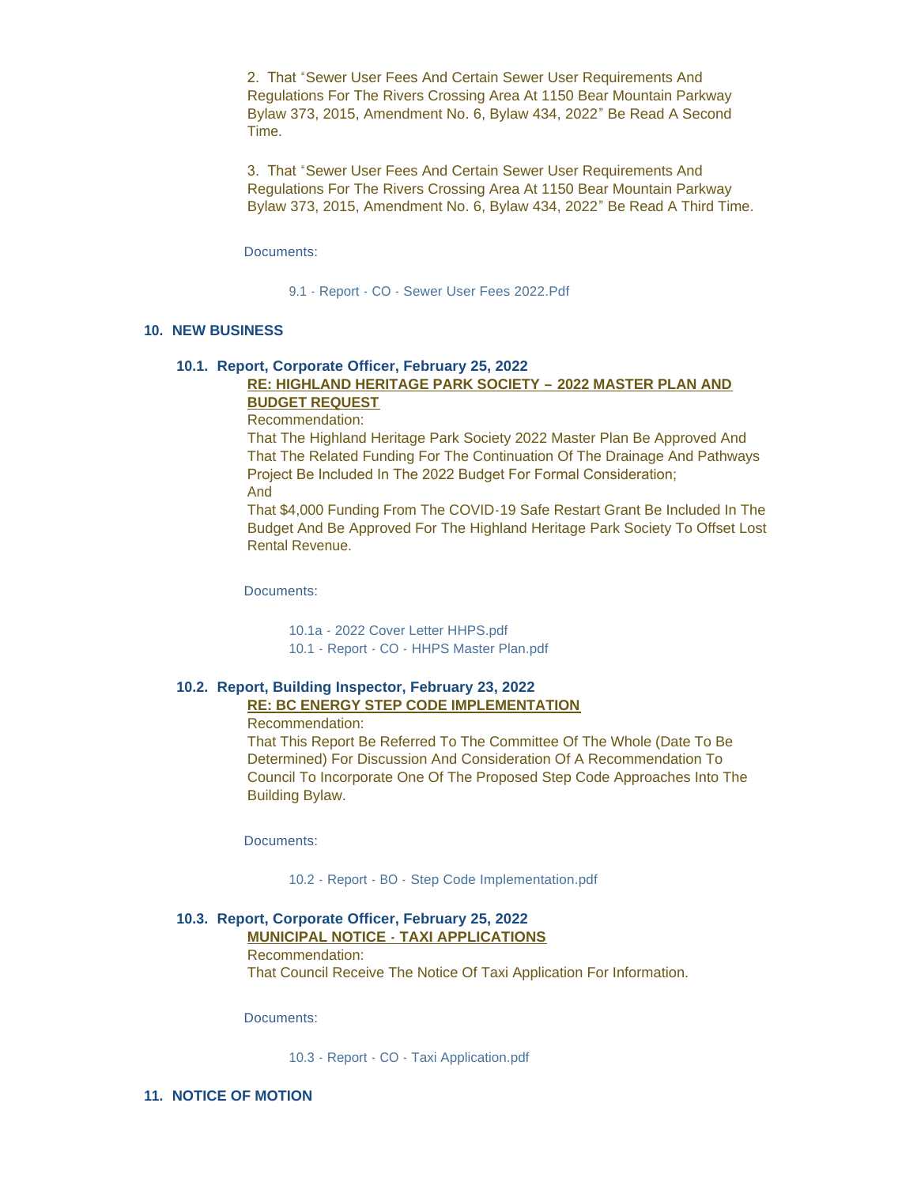2. That "Sewer User Fees And Certain Sewer User Requirements And Regulations For The Rivers Crossing Area At 1150 Bear Mountain Parkway Bylaw 373, 2015, Amendment No. 6, Bylaw 434, 2022" Be Read A Second Time.

3. That "Sewer User Fees And Certain Sewer User Requirements And Regulations For The Rivers Crossing Area At 1150 Bear Mountain Parkway Bylaw 373, 2015, Amendment No. 6, Bylaw 434, 2022" Be Read A Third Time.

Documents:

9.1 - Report - CO - Sewer User Fees 2022.Pdf

## 10. NEW BUSINESS

### 10.1. Report, Corporate Officer, February 25, 2022

**RE: HIGHLAND HERITAGE PARK SOCIETY – 2022 MASTER PLAN AND BUDGET REQUEST**

Recommendation:

That The Highland Heritage Park Society 2022 Master Plan Be Approved And That The Related Funding For The Continuation Of The Drainage And Pathways Project Be Included In The 2022 Budget For Formal Consideration;

And

That $4,000 Funding From The COVID-19 Safe Restart Grant Be Included In The Budget And Be Approved For The Highland Heritage Park Society To Offset Lost Rental Revenue.

Documents:

10.1a - 2022 Cover Letter HHPS.pdf

10.1 - Report - CO - HHPS Master Plan.pdf

### 10.2. Report, Building Inspector, February 23, 2022

**RE: BC ENERGY STEP CODE IMPLEMENTATION**

Recommendation:

That This Report Be Referred To The Committee Of The Whole (Date To Be Determined) For Discussion And Consideration Of A Recommendation To Council To Incorporate One Of The Proposed Step Code Approaches Into The Building Bylaw.

Documents:

10.2 - Report - BO - Step Code Implementation.pdf

### 10.3. Report, Corporate Officer, February 25, 2022

**MUNICIPAL NOTICE - TAXI APPLICATIONS**

Recommendation:

That Council Receive The Notice Of Taxi Application For Information.

Documents:

10.3 - Report - CO - Taxi Application.pdf

## 11. NOTICE OF MOTION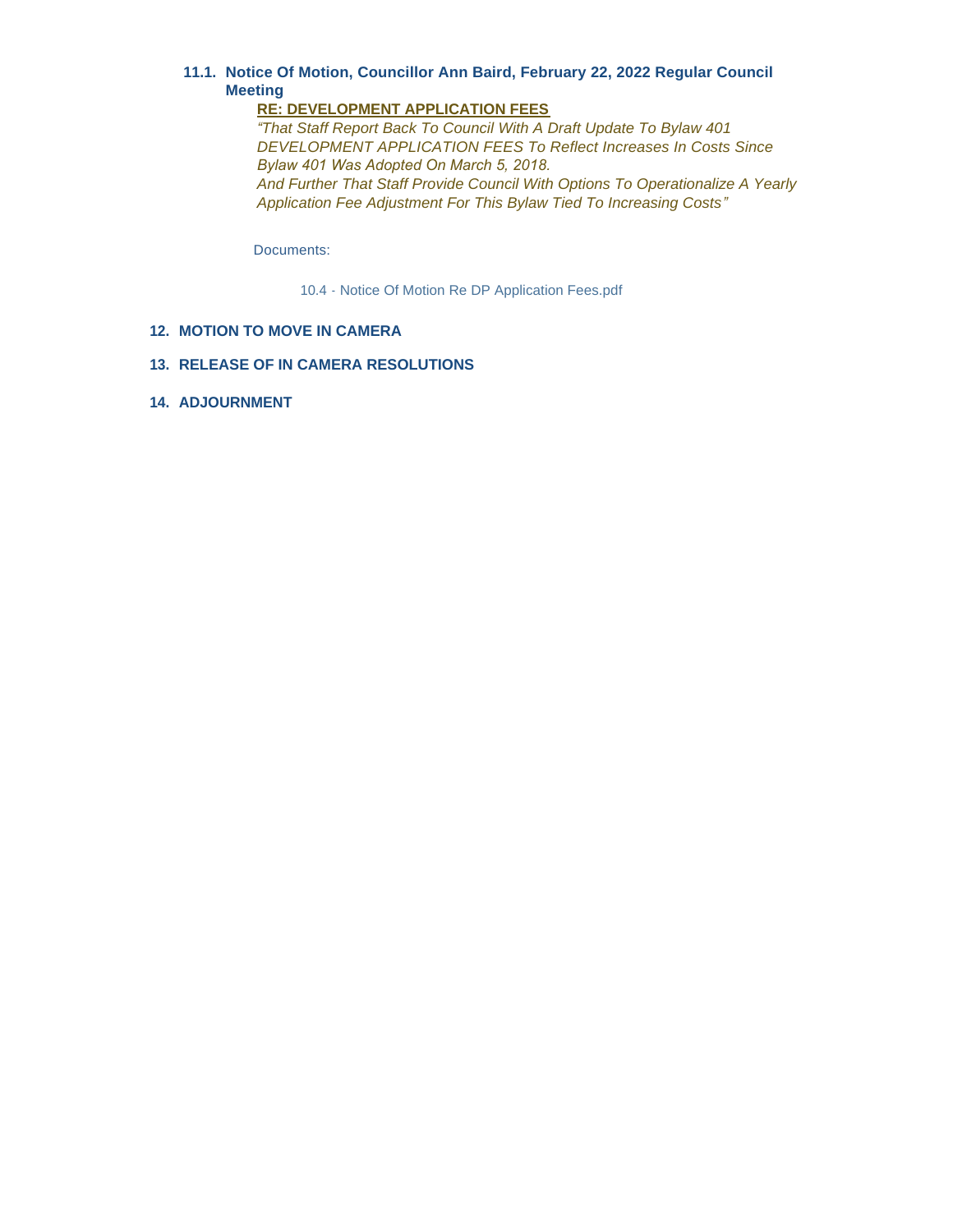### 11.1. Notice Of Motion, Councillor Ann Baird, February 22, 2022 Regular Council Meeting

**RE: DEVELOPMENT APPLICATION FEES**

*"That Staff Report Back To Council With A Draft Update To Bylaw 401 DEVELOPMENT APPLICATION FEES To Reflect Increases In Costs Since Bylaw 401 Was Adopted On March 5, 2018.*
*And Further That Staff Provide Council With Options To Operationalize A Yearly Application Fee Adjustment For This Bylaw Tied To Increasing Costs"*

Documents:

10.4 - Notice Of Motion Re DP Application Fees.pdf

## 12. MOTION TO MOVE IN CAMERA

## 13. RELEASE OF IN CAMERA RESOLUTIONS

## 14. ADJOURNMENT